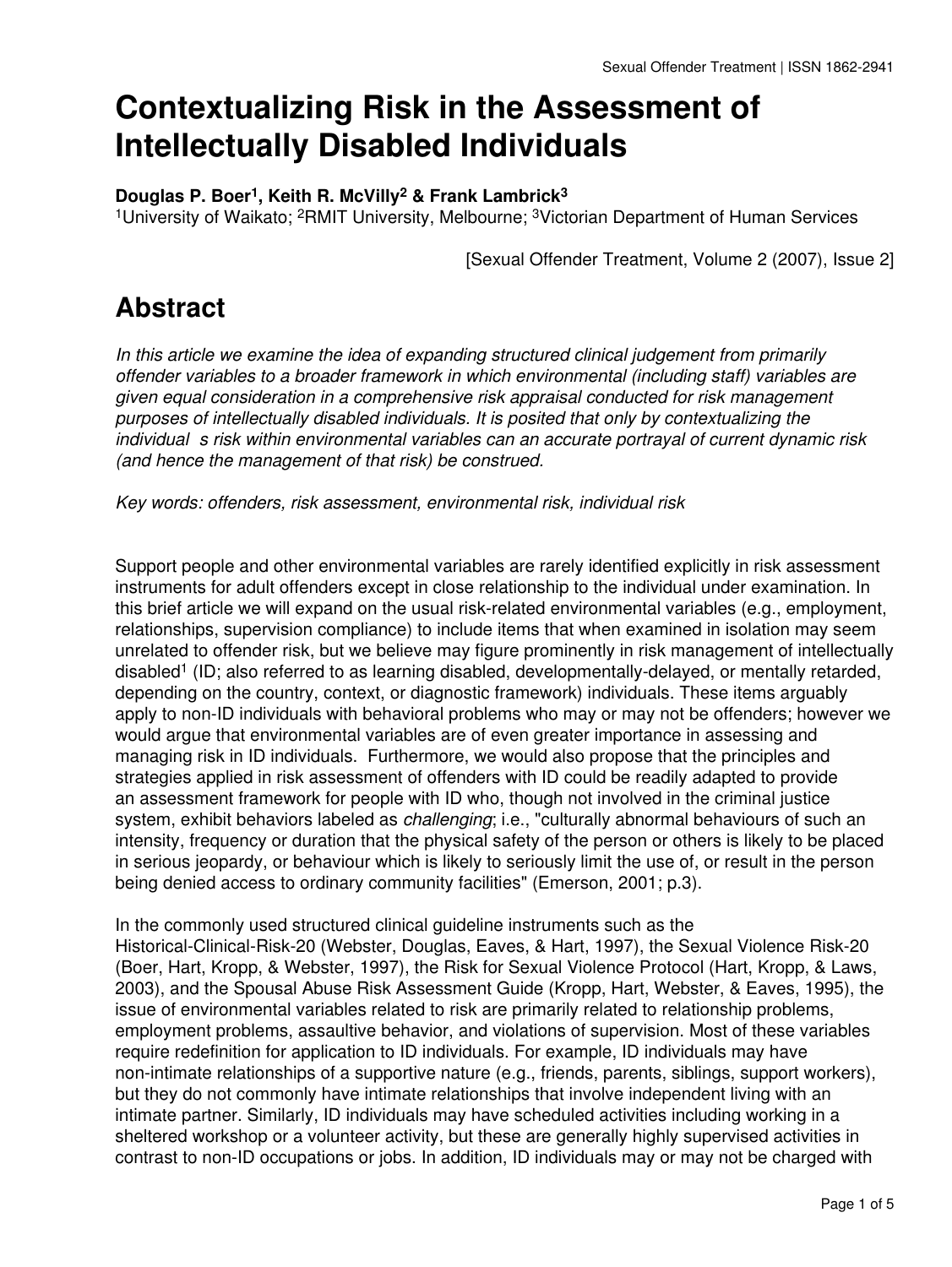# Contextualizing Risk in the Assessment of Intellectually Disabled Individuals

**Douglas P. Boer[1], Keith R. McVilly[2] & Frank Lambrick[3]**
[1]University of Waikato; [2]RMIT University, Melbourne; [3]Victorian Department of Human Services

[Sexual Offender Treatment, Volume 2 (2007), Issue 2]

## Abstract

*In this article we examine the idea of expanding structured clinical judgement from primarily offender variables to a broader framework in which environmental (including staff) variables are given equal consideration in a comprehensive risk appraisal conducted for risk management purposes of intellectually disabled individuals. It is posited that only by contextualizing the individual s risk within environmental variables can an accurate portrayal of current dynamic risk (and hence the management of that risk) be construed.*

*Key words: offenders, risk assessment, environmental risk, individual risk*

Support people and other environmental variables are rarely identified explicitly in risk assessment instruments for adult offenders except in close relationship to the individual under examination. In this brief article we will expand on the usual risk-related environmental variables (e.g., employment, relationships, supervision compliance) to include items that when examined in isolation may seem unrelated to offender risk, but we believe may figure prominently in risk management of intellectually disabled[1] (ID; also referred to as learning disabled, developmentally-delayed, or mentally retarded, depending on the country, context, or diagnostic framework) individuals. These items arguably apply to non-ID individuals with behavioral problems who may or may not be offenders; however we would argue that environmental variables are of even greater importance in assessing and managing risk in ID individuals. Furthermore, we would also propose that the principles and strategies applied in risk assessment of offenders with ID could be readily adapted to provide an assessment framework for people with ID who, though not involved in the criminal justice system, exhibit behaviors labeled as *challenging*; i.e., "culturally abnormal behaviours of such an intensity, frequency or duration that the physical safety of the person or others is likely to be placed in serious jeopardy, or behaviour which is likely to seriously limit the use of, or result in the person being denied access to ordinary community facilities" (Emerson, 2001; p.3).

In the commonly used structured clinical guideline instruments such as the Historical-Clinical-Risk-20 (Webster, Douglas, Eaves, & Hart, 1997), the Sexual Violence Risk-20 (Boer, Hart, Kropp, & Webster, 1997), the Risk for Sexual Violence Protocol (Hart, Kropp, & Laws, 2003), and the Spousal Abuse Risk Assessment Guide (Kropp, Hart, Webster, & Eaves, 1995), the issue of environmental variables related to risk are primarily related to relationship problems, employment problems, assaultive behavior, and violations of supervision. Most of these variables require redefinition for application to ID individuals. For example, ID individuals may have non-intimate relationships of a supportive nature (e.g., friends, parents, siblings, support workers), but they do not commonly have intimate relationships that involve independent living with an intimate partner. Similarly, ID individuals may have scheduled activities including working in a sheltered workshop or a volunteer activity, but these are generally highly supervised activities in contrast to non-ID occupations or jobs. In addition, ID individuals may or may not be charged with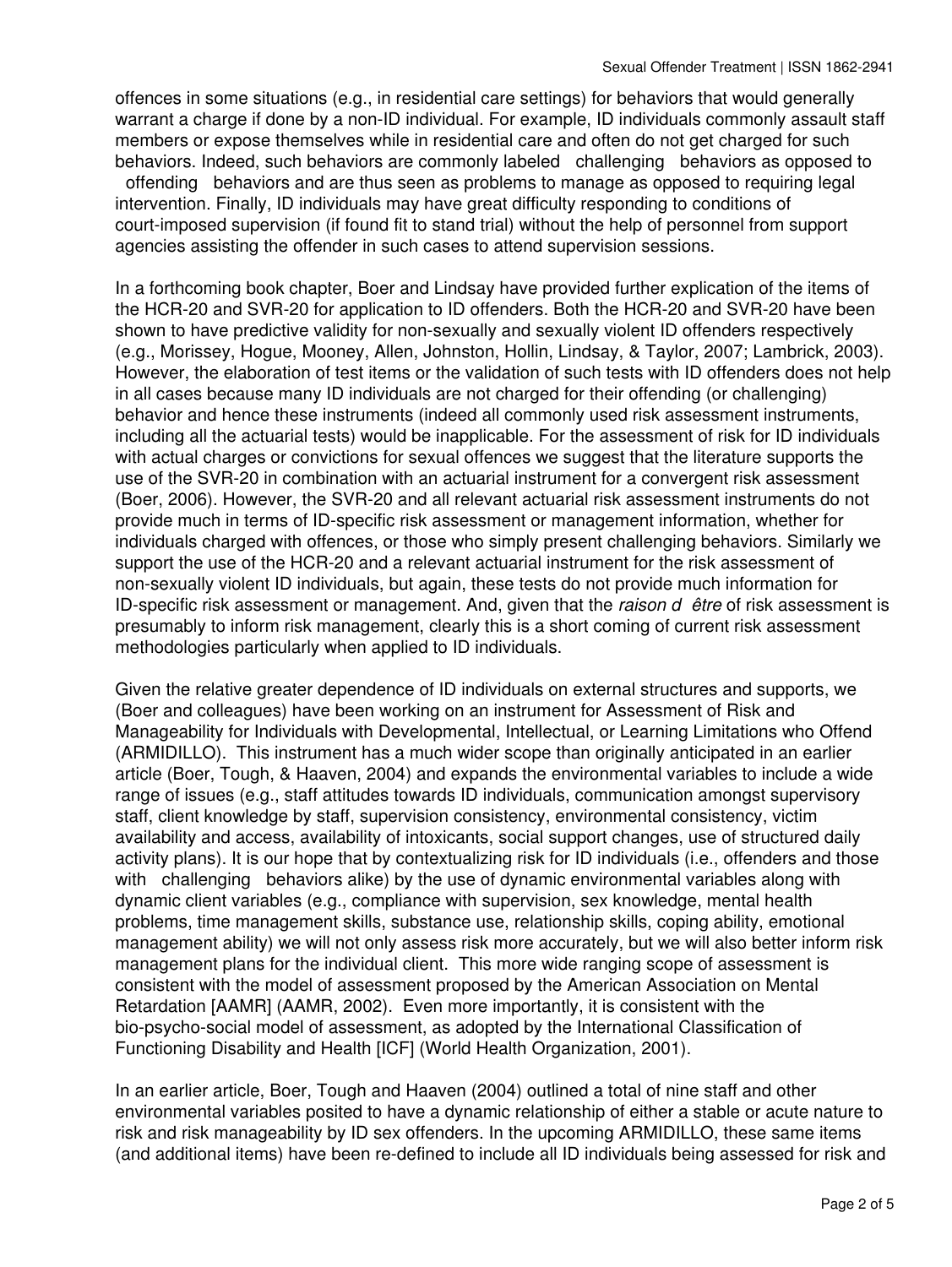offences in some situations (e.g., in residential care settings) for behaviors that would generally warrant a charge if done by a non-ID individual. For example, ID individuals commonly assault staff members or expose themselves while in residential care and often do not get charged for such behaviors. Indeed, such behaviors are commonly labeled challenging behaviors as opposed to offending behaviors and are thus seen as problems to manage as opposed to requiring legal intervention. Finally, ID individuals may have great difficulty responding to conditions of court-imposed supervision (if found fit to stand trial) without the help of personnel from support agencies assisting the offender in such cases to attend supervision sessions.

In a forthcoming book chapter, Boer and Lindsay have provided further explication of the items of the HCR-20 and SVR-20 for application to ID offenders. Both the HCR-20 and SVR-20 have been shown to have predictive validity for non-sexually and sexually violent ID offenders respectively (e.g., Morissey, Hogue, Mooney, Allen, Johnston, Hollin, Lindsay, & Taylor, 2007; Lambrick, 2003). However, the elaboration of test items or the validation of such tests with ID offenders does not help in all cases because many ID individuals are not charged for their offending (or challenging) behavior and hence these instruments (indeed all commonly used risk assessment instruments, including all the actuarial tests) would be inapplicable. For the assessment of risk for ID individuals with actual charges or convictions for sexual offences we suggest that the literature supports the use of the SVR-20 in combination with an actuarial instrument for a convergent risk assessment (Boer, 2006). However, the SVR-20 and all relevant actuarial risk assessment instruments do not provide much in terms of ID-specific risk assessment or management information, whether for individuals charged with offences, or those who simply present challenging behaviors. Similarly we support the use of the HCR-20 and a relevant actuarial instrument for the risk assessment of non-sexually violent ID individuals, but again, these tests do not provide much information for ID-specific risk assessment or management. And, given that the *raison d être* of risk assessment is presumably to inform risk management, clearly this is a short coming of current risk assessment methodologies particularly when applied to ID individuals.

Given the relative greater dependence of ID individuals on external structures and supports, we (Boer and colleagues) have been working on an instrument for Assessment of Risk and Manageability for Individuals with Developmental, Intellectual, or Learning Limitations who Offend (ARMIDILLO). This instrument has a much wider scope than originally anticipated in an earlier article (Boer, Tough, & Haaven, 2004) and expands the environmental variables to include a wide range of issues (e.g., staff attitudes towards ID individuals, communication amongst supervisory staff, client knowledge by staff, supervision consistency, environmental consistency, victim availability and access, availability of intoxicants, social support changes, use of structured daily activity plans). It is our hope that by contextualizing risk for ID individuals (i.e., offenders and those with challenging behaviors alike) by the use of dynamic environmental variables along with dynamic client variables (e.g., compliance with supervision, sex knowledge, mental health problems, time management skills, substance use, relationship skills, coping ability, emotional management ability) we will not only assess risk more accurately, but we will also better inform risk management plans for the individual client. This more wide ranging scope of assessment is consistent with the model of assessment proposed by the American Association on Mental Retardation [AAMR] (AAMR, 2002). Even more importantly, it is consistent with the bio-psycho-social model of assessment, as adopted by the International Classification of Functioning Disability and Health [ICF] (World Health Organization, 2001).

In an earlier article, Boer, Tough and Haaven (2004) outlined a total of nine staff and other environmental variables posited to have a dynamic relationship of either a stable or acute nature to risk and risk manageability by ID sex offenders. In the upcoming ARMIDILLO, these same items (and additional items) have been re-defined to include all ID individuals being assessed for risk and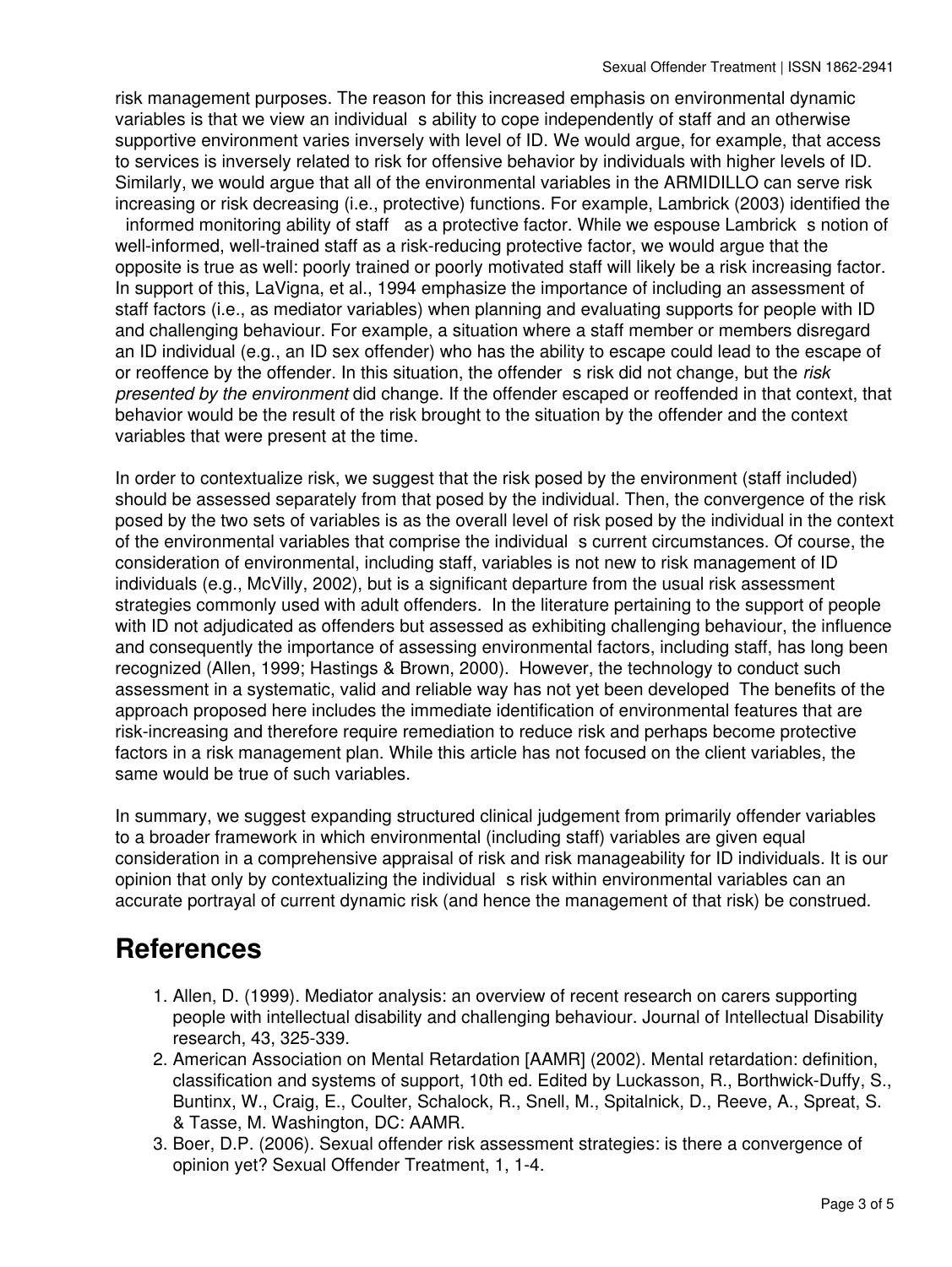risk management purposes. The reason for this increased emphasis on environmental dynamic variables is that we view an individual s ability to cope independently of staff and an otherwise supportive environment varies inversely with level of ID. We would argue, for example, that access to services is inversely related to risk for offensive behavior by individuals with higher levels of ID. Similarly, we would argue that all of the environmental variables in the ARMIDILLO can serve risk increasing or risk decreasing (i.e., protective) functions. For example, Lambrick (2003) identified the informed monitoring ability of staff as a protective factor. While we espouse Lambrick s notion of well-informed, well-trained staff as a risk-reducing protective factor, we would argue that the opposite is true as well: poorly trained or poorly motivated staff will likely be a risk increasing factor. In support of this, LaVigna, et al., 1994 emphasize the importance of including an assessment of staff factors (i.e., as mediator variables) when planning and evaluating supports for people with ID and challenging behaviour. For example, a situation where a staff member or members disregard an ID individual (e.g., an ID sex offender) who has the ability to escape could lead to the escape of or reoffence by the offender. In this situation, the offender s risk did not change, but the *risk presented by the environment* did change. If the offender escaped or reoffended in that context, that behavior would be the result of the risk brought to the situation by the offender and the context variables that were present at the time.

In order to contextualize risk, we suggest that the risk posed by the environment (staff included) should be assessed separately from that posed by the individual. Then, the convergence of the risk posed by the two sets of variables is as the overall level of risk posed by the individual in the context of the environmental variables that comprise the individual s current circumstances. Of course, the consideration of environmental, including staff, variables is not new to risk management of ID individuals (e.g., McVilly, 2002), but is a significant departure from the usual risk assessment strategies commonly used with adult offenders. In the literature pertaining to the support of people with ID not adjudicated as offenders but assessed as exhibiting challenging behaviour, the influence and consequently the importance of assessing environmental factors, including staff, has long been recognized (Allen, 1999; Hastings & Brown, 2000). However, the technology to conduct such assessment in a systematic, valid and reliable way has not yet been developed The benefits of the approach proposed here includes the immediate identification of environmental features that are risk-increasing and therefore require remediation to reduce risk and perhaps become protective factors in a risk management plan. While this article has not focused on the client variables, the same would be true of such variables.

In summary, we suggest expanding structured clinical judgement from primarily offender variables to a broader framework in which environmental (including staff) variables are given equal consideration in a comprehensive appraisal of risk and risk manageability for ID individuals. It is our opinion that only by contextualizing the individual s risk within environmental variables can an accurate portrayal of current dynamic risk (and hence the management of that risk) be construed.

# References

1. Allen, D. (1999). Mediator analysis: an overview of recent research on carers supporting people with intellectual disability and challenging behaviour. Journal of Intellectual Disability research, 43, 325-339.
2. American Association on Mental Retardation [AAMR] (2002). Mental retardation: definition, classification and systems of support, 10th ed. Edited by Luckasson, R., Borthwick-Duffy, S., Buntinx, W., Craig, E., Coulter, Schalock, R., Snell, M., Spitalnick, D., Reeve, A., Spreat, S. & Tasse, M. Washington, DC: AAMR.
3. Boer, D.P. (2006). Sexual offender risk assessment strategies: is there a convergence of opinion yet? Sexual Offender Treatment, 1, 1-4.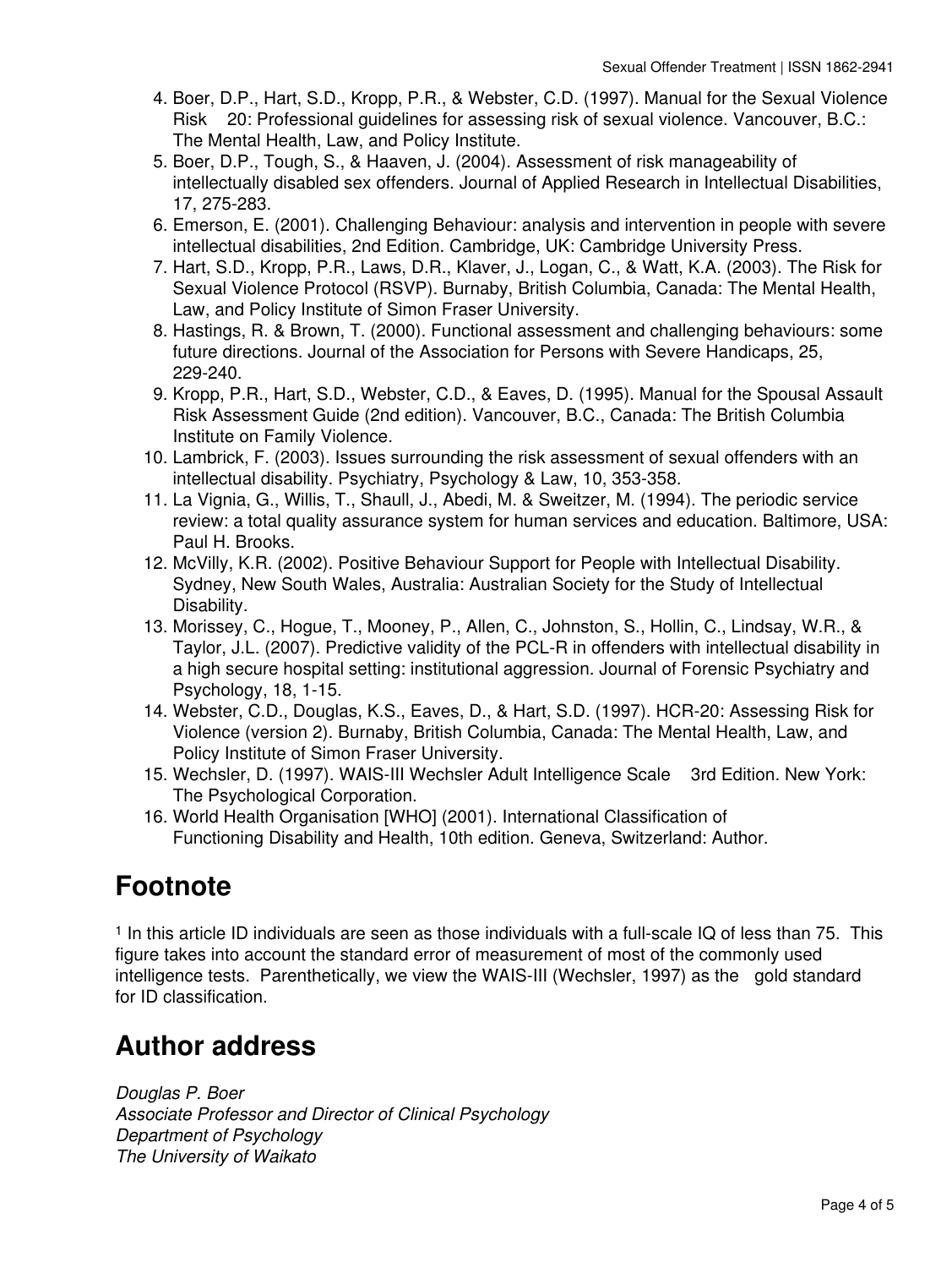4. Boer, D.P., Hart, S.D., Kropp, P.R., & Webster, C.D. (1997). Manual for the Sexual Violence Risk 20: Professional guidelines for assessing risk of sexual violence. Vancouver, B.C.: The Mental Health, Law, and Policy Institute.
5. Boer, D.P., Tough, S., & Haaven, J. (2004). Assessment of risk manageability of intellectually disabled sex offenders. Journal of Applied Research in Intellectual Disabilities, 17, 275-283.
6. Emerson, E. (2001). Challenging Behaviour: analysis and intervention in people with severe intellectual disabilities, 2nd Edition. Cambridge, UK: Cambridge University Press.
7. Hart, S.D., Kropp, P.R., Laws, D.R., Klaver, J., Logan, C., & Watt, K.A. (2003). The Risk for Sexual Violence Protocol (RSVP). Burnaby, British Columbia, Canada: The Mental Health, Law, and Policy Institute of Simon Fraser University.
8. Hastings, R. & Brown, T. (2000). Functional assessment and challenging behaviours: some future directions. Journal of the Association for Persons with Severe Handicaps, 25, 229-240.
9. Kropp, P.R., Hart, S.D., Webster, C.D., & Eaves, D. (1995). Manual for the Spousal Assault Risk Assessment Guide (2nd edition). Vancouver, B.C., Canada: The British Columbia Institute on Family Violence.
10. Lambrick, F. (2003). Issues surrounding the risk assessment of sexual offenders with an intellectual disability. Psychiatry, Psychology & Law, 10, 353-358.
11. La Vignia, G., Willis, T., Shaull, J., Abedi, M. & Sweitzer, M. (1994). The periodic service review: a total quality assurance system for human services and education. Baltimore, USA: Paul H. Brooks.
12. McVilly, K.R. (2002). Positive Behaviour Support for People with Intellectual Disability. Sydney, New South Wales, Australia: Australian Society for the Study of Intellectual Disability.
13. Morissey, C., Hogue, T., Mooney, P., Allen, C., Johnston, S., Hollin, C., Lindsay, W.R., & Taylor, J.L. (2007). Predictive validity of the PCL-R in offenders with intellectual disability in a high secure hospital setting: institutional aggression. Journal of Forensic Psychiatry and Psychology, 18, 1-15.
14. Webster, C.D., Douglas, K.S., Eaves, D., & Hart, S.D. (1997). HCR-20: Assessing Risk for Violence (version 2). Burnaby, British Columbia, Canada: The Mental Health, Law, and Policy Institute of Simon Fraser University.
15. Wechsler, D. (1997). WAIS-III Wechsler Adult Intelligence Scale 3rd Edition. New York: The Psychological Corporation.
16. World Health Organisation [WHO] (2001). International Classification of Functioning Disability and Health, 10th edition. Geneva, Switzerland: Author.

## Footnote

[1] In this article ID individuals are seen as those individuals with a full-scale IQ of less than 75. This figure takes into account the standard error of measurement of most of the commonly used intelligence tests. Parenthetically, we view the WAIS-III (Wechsler, 1997) as the gold standard for ID classification.

## Author address

*Douglas P. Boer*
*Associate Professor and Director of Clinical Psychology*
*Department of Psychology*
*The University of Waikato*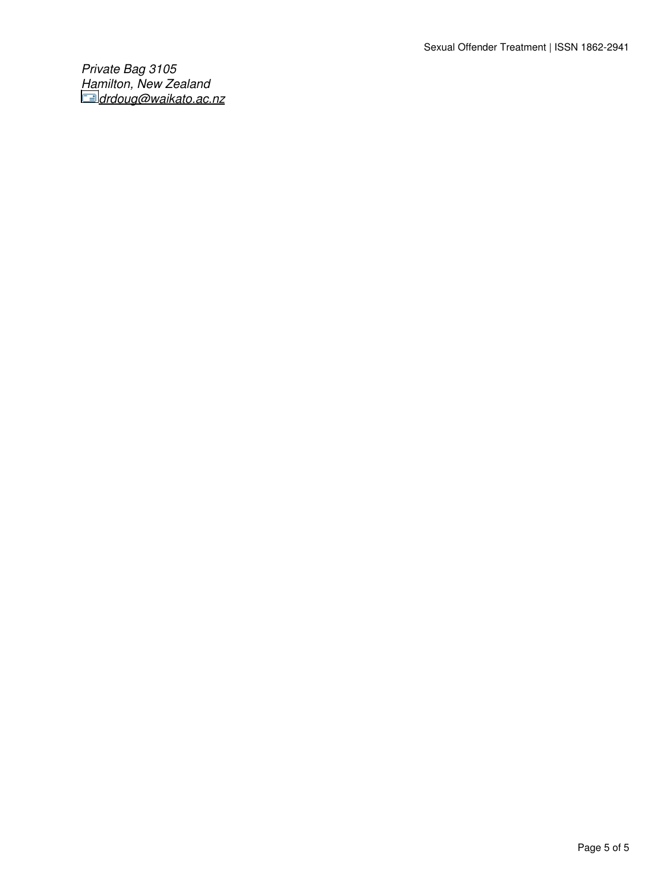*Private Bag 3105*
*Hamilton, New Zealand*
*drdoug@waikato.ac.nz*